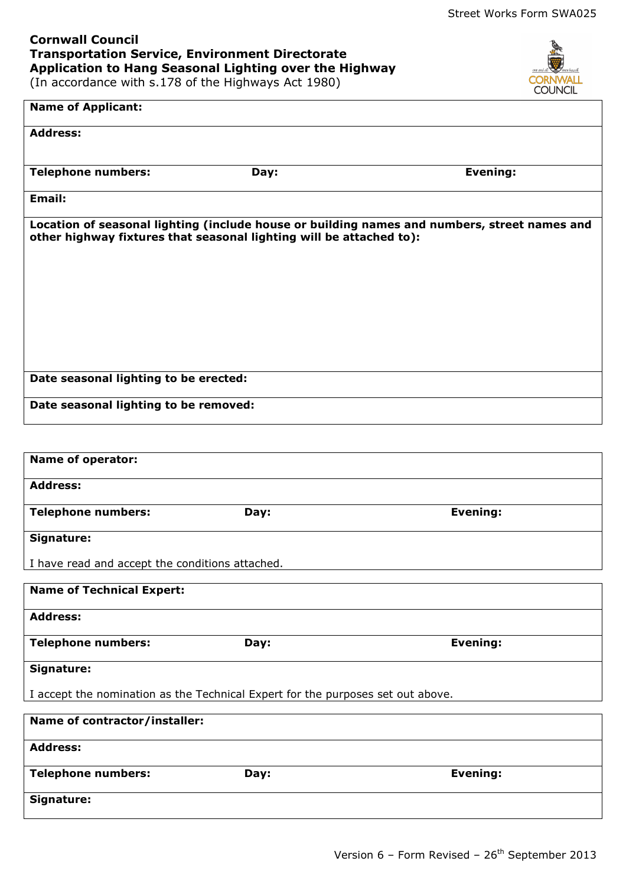Street Works Form SWA025

**Cornwall Council**
**Transportation Service, Environment Directorate**
**Application to Hang Seasonal Lighting over the Highway**
(In accordance with s.178 of the Highways Act 1980)

| | | |
|---|---|---|
| **Name of Applicant:** | | |
| **Address:** | | |
| **Telephone numbers:** | **Day:** | **Evening:** |
| **Email:** | | |
| **Location of seasonal lighting (include house or building names and numbers, street names and other highway fixtures that seasonal lighting will be attached to):** | | |
| **Date seasonal lighting to be erected:** | | |
| **Date seasonal lighting to be removed:** | | |

| | | |
|---|---|---|
| **Name of operator:** | | |
| **Address:** | | |
| **Telephone numbers:** | **Day:** | **Evening:** |
| **Signature:**<br><br>I have read and accept the conditions attached. | | |

| | | |
|---|---|---|
| **Name of Technical Expert:** | | |
| **Address:** | | |
| **Telephone numbers:** | **Day:** | **Evening:** |
| **Signature:**<br><br>I accept the nomination as the Technical Expert for the purposes set out above. | | |

| | | |
|---|---|---|
| **Name of contractor/installer:** | | |
| **Address:** | | |
| **Telephone numbers:** | **Day:** | **Evening:** |
| **Signature:** | | |

Version 6 – Form Revised – 26th September 2013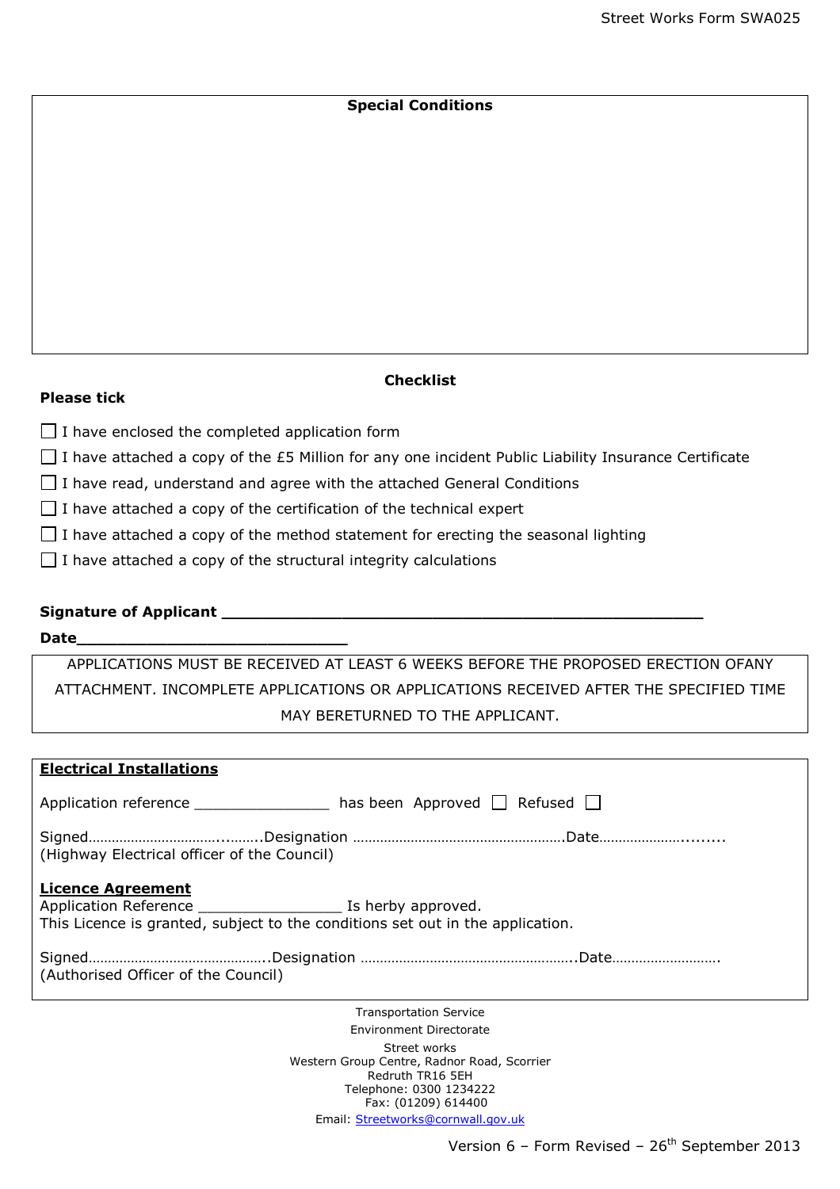**Special Conditions**

**Checklist**

**Please tick**

☐ I have enclosed the completed application form

☐ I have attached a copy of the £5 Million for any one incident Public Liability Insurance Certificate

☐ I have read, understand and agree with the attached General Conditions

☐ I have attached a copy of the certification of the technical expert

☐ I have attached a copy of the method statement for erecting the seasonal lighting

☐ I have attached a copy of the structural integrity calculations

**Signature of Applicant** ____________________________________________________

**Date**______________________________

APPLICATIONS MUST BE RECEIVED AT LEAST 6 WEEKS BEFORE THE PROPOSED ERECTION OFANY ATTACHMENT. INCOMPLETE APPLICATIONS OR APPLICATIONS RECEIVED AFTER THE SPECIFIED TIME MAY BERETURNED TO THE APPLICANT.

**Electrical Installations**

Application reference ________________ has been Approved ☐ Refused ☐

Signed…………………………...……..Designation ……………………………………………….Date………………….........
(Highway Electrical officer of the Council)

**Licence Agreement**

Application Reference _________________ Is herby approved.
This Licence is granted, subject to the conditions set out in the application.

Signed……………………………………..Designation ………………………………………………..Date……………………….
(Authorised Officer of the Council)

Transportation Service
Environment Directorate
Street works
Western Group Centre, Radnor Road, Scorrier
Redruth TR16 5EH
Telephone: 0300 1234222
Fax: (01209) 614400
Email: Streetworks@cornwall.gov.uk

Version 6 – Form Revised – 26th September 2013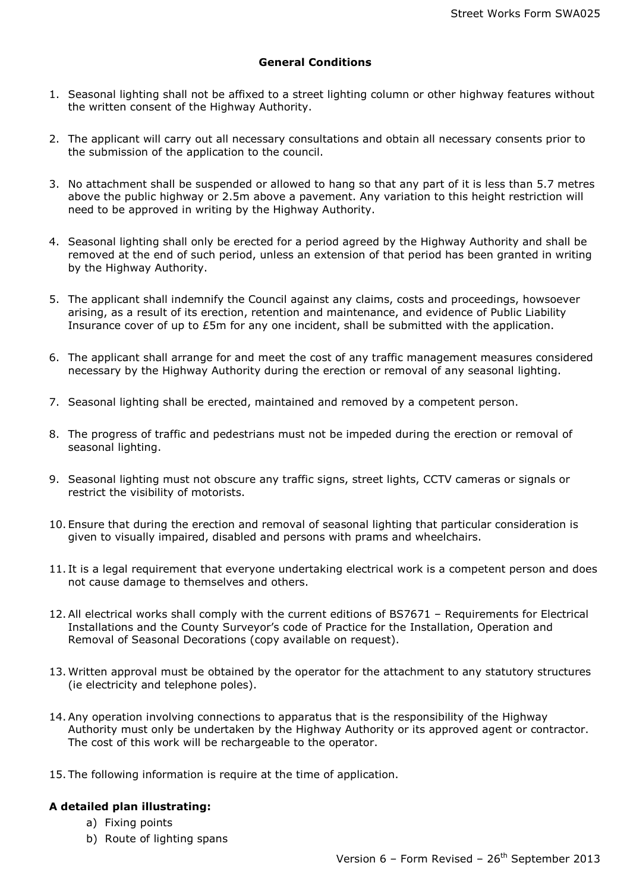## General Conditions

1. Seasonal lighting shall not be affixed to a street lighting column or other highway features without the written consent of the Highway Authority.

2. The applicant will carry out all necessary consultations and obtain all necessary consents prior to the submission of the application to the council.

3. No attachment shall be suspended or allowed to hang so that any part of it is less than 5.7 metres above the public highway or 2.5m above a pavement. Any variation to this height restriction will need to be approved in writing by the Highway Authority.

4. Seasonal lighting shall only be erected for a period agreed by the Highway Authority and shall be removed at the end of such period, unless an extension of that period has been granted in writing by the Highway Authority.

5. The applicant shall indemnify the Council against any claims, costs and proceedings, howsoever arising, as a result of its erection, retention and maintenance, and evidence of Public Liability Insurance cover of up to £5m for any one incident, shall be submitted with the application.

6. The applicant shall arrange for and meet the cost of any traffic management measures considered necessary by the Highway Authority during the erection or removal of any seasonal lighting.

7. Seasonal lighting shall be erected, maintained and removed by a competent person.

8. The progress of traffic and pedestrians must not be impeded during the erection or removal of seasonal lighting.

9. Seasonal lighting must not obscure any traffic signs, street lights, CCTV cameras or signals or restrict the visibility of motorists.

10. Ensure that during the erection and removal of seasonal lighting that particular consideration is given to visually impaired, disabled and persons with prams and wheelchairs.

11. It is a legal requirement that everyone undertaking electrical work is a competent person and does not cause damage to themselves and others.

12. All electrical works shall comply with the current editions of BS7671 – Requirements for Electrical Installations and the County Surveyor's code of Practice for the Installation, Operation and Removal of Seasonal Decorations (copy available on request).

13. Written approval must be obtained by the operator for the attachment to any statutory structures (ie electricity and telephone poles).

14. Any operation involving connections to apparatus that is the responsibility of the Highway Authority must only be undertaken by the Highway Authority or its approved agent or contractor. The cost of this work will be rechargeable to the operator.

15. The following information is require at the time of application.

**A detailed plan illustrating:**

a) Fixing points
b) Route of lighting spans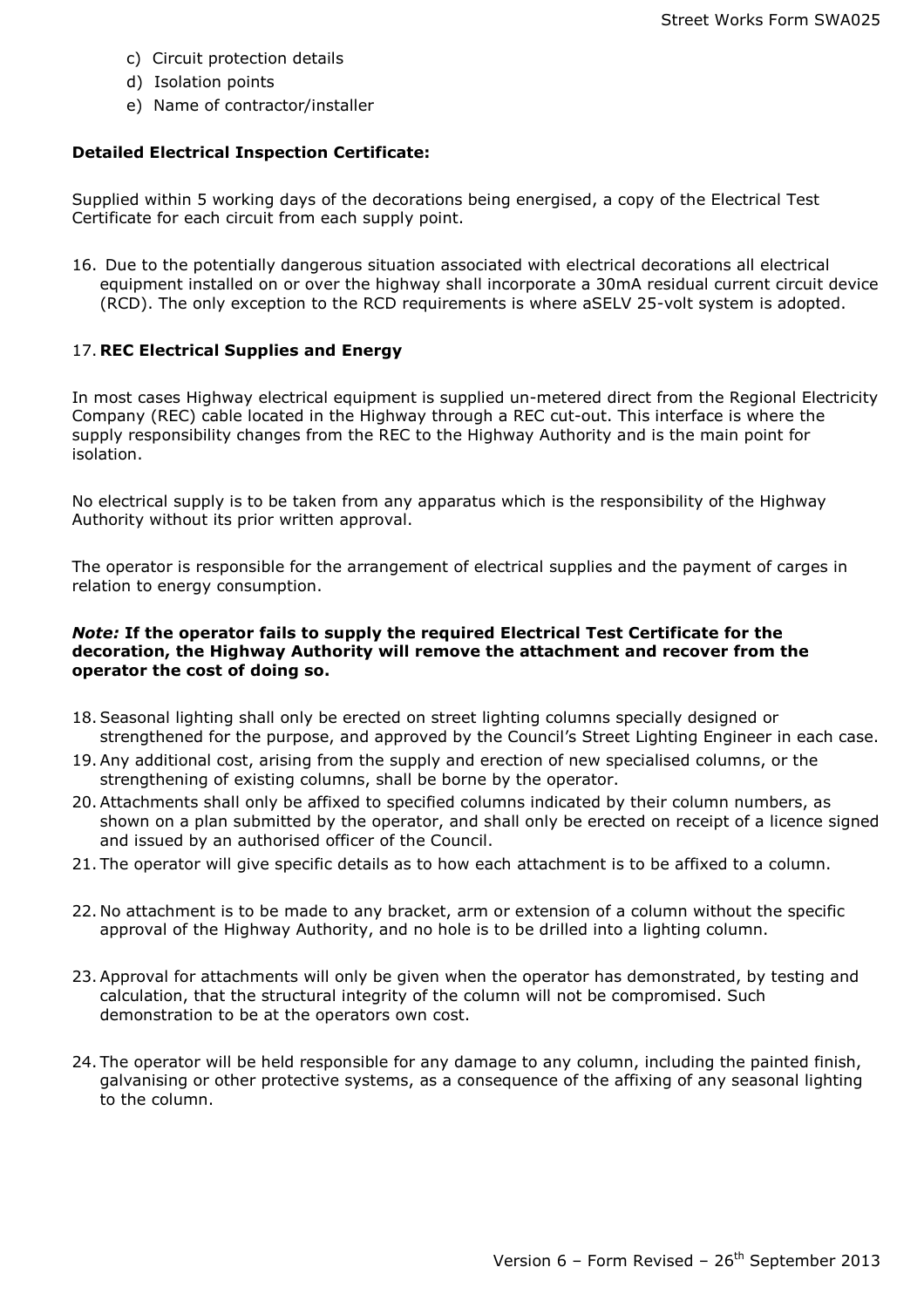c) Circuit protection details
d) Isolation points
e) Name of contractor/installer

**Detailed Electrical Inspection Certificate:**

Supplied within 5 working days of the decorations being energised, a copy of the Electrical Test Certificate for each circuit from each supply point.

16. Due to the potentially dangerous situation associated with electrical decorations all electrical equipment installed on or over the highway shall incorporate a 30mA residual current circuit device (RCD). The only exception to the RCD requirements is where aSELV 25-volt system is adopted.

17. **REC Electrical Supplies and Energy**

In most cases Highway electrical equipment is supplied un-metered direct from the Regional Electricity Company (REC) cable located in the Highway through a REC cut-out. This interface is where the supply responsibility changes from the REC to the Highway Authority and is the main point for isolation.

No electrical supply is to be taken from any apparatus which is the responsibility of the Highway Authority without its prior written approval.

The operator is responsible for the arrangement of electrical supplies and the payment of carges in relation to energy consumption.

***Note:* If the operator fails to supply the required Electrical Test Certificate for the decoration, the Highway Authority will remove the attachment and recover from the operator the cost of doing so.**

18. Seasonal lighting shall only be erected on street lighting columns specially designed or strengthened for the purpose, and approved by the Council's Street Lighting Engineer in each case.
19. Any additional cost, arising from the supply and erection of new specialised columns, or the strengthening of existing columns, shall be borne by the operator.
20. Attachments shall only be affixed to specified columns indicated by their column numbers, as shown on a plan submitted by the operator, and shall only be erected on receipt of a licence signed and issued by an authorised officer of the Council.
21. The operator will give specific details as to how each attachment is to be affixed to a column.
22. No attachment is to be made to any bracket, arm or extension of a column without the specific approval of the Highway Authority, and no hole is to be drilled into a lighting column.
23. Approval for attachments will only be given when the operator has demonstrated, by testing and calculation, that the structural integrity of the column will not be compromised. Such demonstration to be at the operators own cost.
24. The operator will be held responsible for any damage to any column, including the painted finish, galvanising or other protective systems, as a consequence of the affixing of any seasonal lighting to the column.